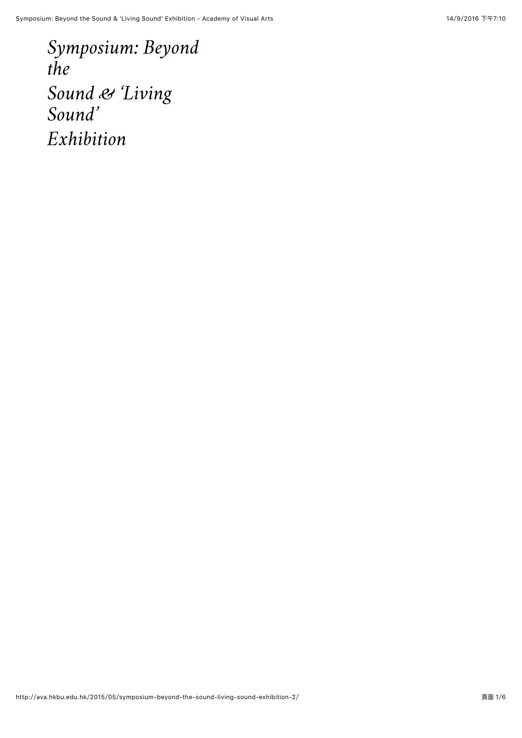# *Symposium: Beyond the Sound & 'Living Sound' Exhibition*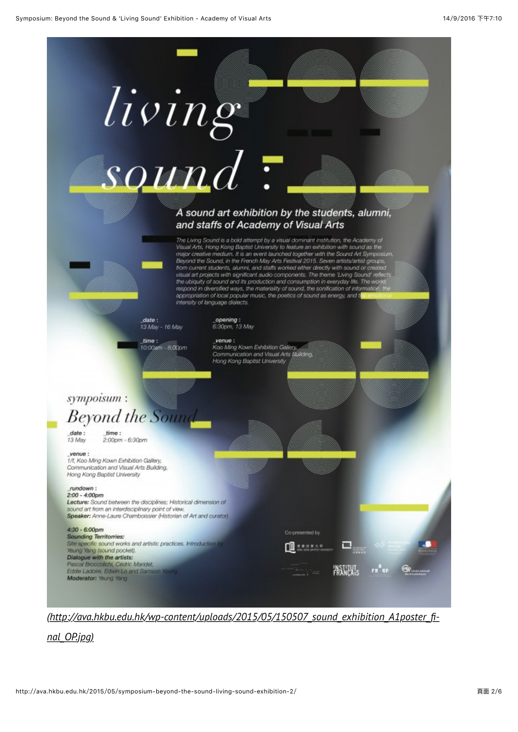# living sound :

## A sound art exhibition by the students, alumni, and staffs of Academy of Visual Arts

The Living Sound is a bold attempt by a visual dominant institution, the Academy of Visual Arts, Hong Kong Baptist University to feature an exhibition with sound as the major creative medium. It is an event launched together with the Sound Art Symposium, Beyond the Sound, in the French May Arts Festival 2015. Seven artists/artist groups, from current students, alumni, and staffs worked either directly with sound or created visual art projects with significant audio components. The theme 'Living Sound' reflects the ubiquity of sound and its production and consumption in everyday life. The works respond in diversified ways, the materiality of sound, the sonification of information, the appropriation of local popular music, the poetics of sound as energy, and the emotional intensity of language dialects.

_date :
13 May - 16 May

_opening :
6:30pm, 13 May

_time :
10:00am - 8:00pm

_venue :
Koo Ming Kown Exhibition Gallery,
Communication and Visual Arts Building,
Hong Kong Baptist University

## symposium :
## Beyond the Sound

_date :
13 May

_time :
2:00pm - 6:30pm

_venue :
1/f, Koo Ming Kown Exhibition Gallery,
Communication and Visual Arts Building,
Hong Kong Baptist University

_rundown :

**2:00 - 4:00pm**
**Lecture:** Sound between the disciplines; Historical dimension of sound art from an interdisciplinary point of view.
**Speaker:** Anne-Laure Chamboissier (Historian of Art and curator)

**4:30 - 6:00pm**
**Sounding Territories:**
Site specific sound works and artistic practices. Introduction by Yeung Yang (sound pocket).
**Dialogue with the artists:**
Pascal Broccolichi, Cédric Maridet,
Eddie Ladoire, Edwin Lo and Samson Young
**Moderator:** Yeung Yang

Co-presented by

INSTITUT FRANÇAIS

[(http://ava.hkbu.edu.hk/wp-content/uploads/2015/05/150507_sound_exhibition_A1poster_final_OP.jpg)](http://ava.hkbu.edu.hk/wp-content/uploads/2015/05/150507_sound_exhibition_A1poster_final_OP.jpg)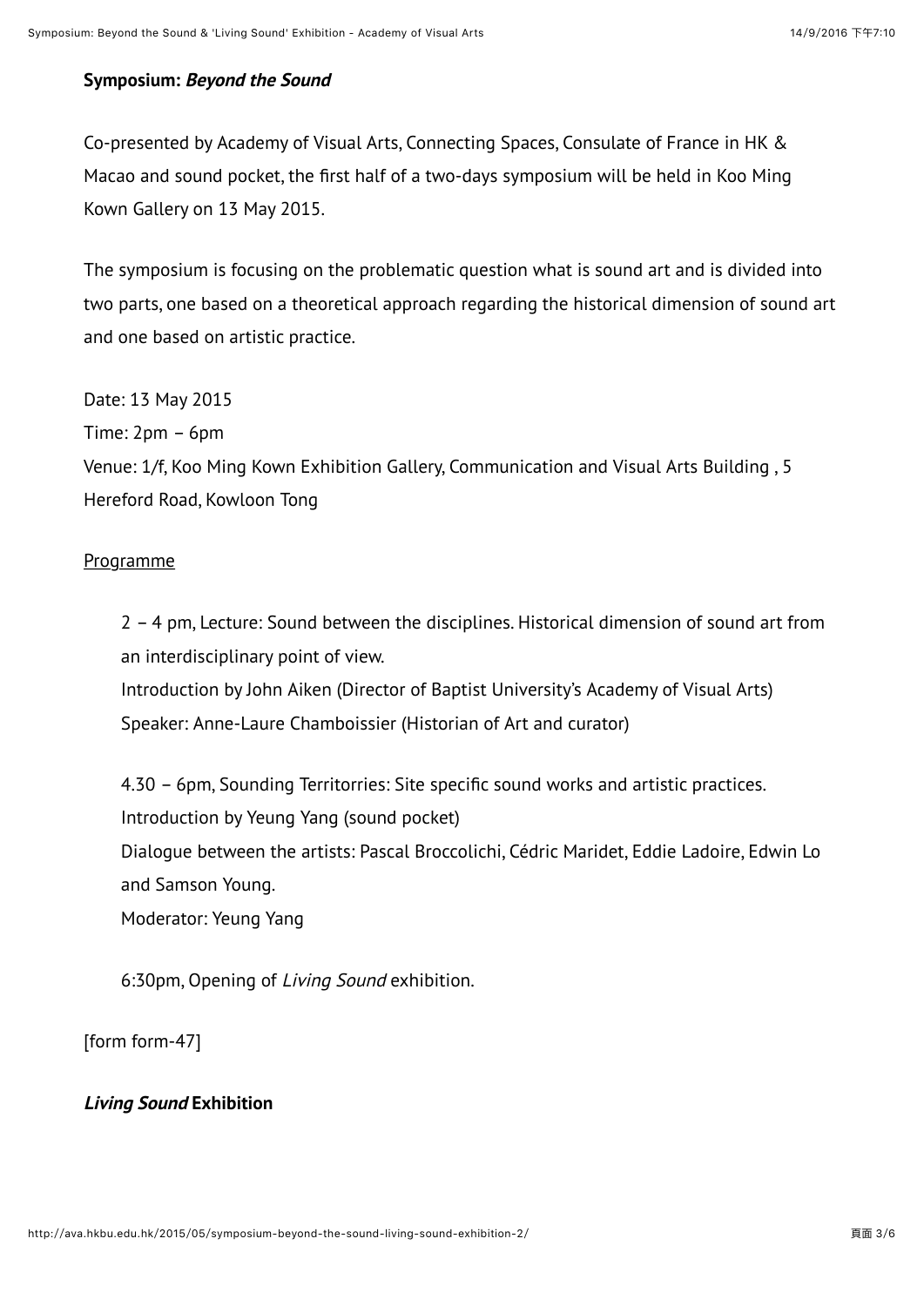**Symposium: *Beyond the Sound***

Co-presented by Academy of Visual Arts, Connecting Spaces, Consulate of France in HK & Macao and sound pocket, the first half of a two-days symposium will be held in Koo Ming Kown Gallery on 13 May 2015.

The symposium is focusing on the problematic question what is sound art and is divided into two parts, one based on a theoretical approach regarding the historical dimension of sound art and one based on artistic practice.

Date: 13 May 2015
Time: 2pm – 6pm
Venue: 1/f, Koo Ming Kown Exhibition Gallery, Communication and Visual Arts Building , 5 Hereford Road, Kowloon Tong

Programme

> 2 – 4 pm, Lecture: Sound between the disciplines. Historical dimension of sound art from an interdisciplinary point of view.
> Introduction by John Aiken (Director of Baptist University's Academy of Visual Arts)
> Speaker: Anne-Laure Chamboissier (Historian of Art and curator)
>
> 4.30 – 6pm, Sounding Territorries: Site specific sound works and artistic practices.
> Introduction by Yeung Yang (sound pocket)
> Dialogue between the artists: Pascal Broccolichi, Cédric Maridet, Eddie Ladoire, Edwin Lo and Samson Young.
> Moderator: Yeung Yang
>
> 6:30pm, Opening of *Living Sound* exhibition.

[form form-47]

***Living Sound* Exhibition**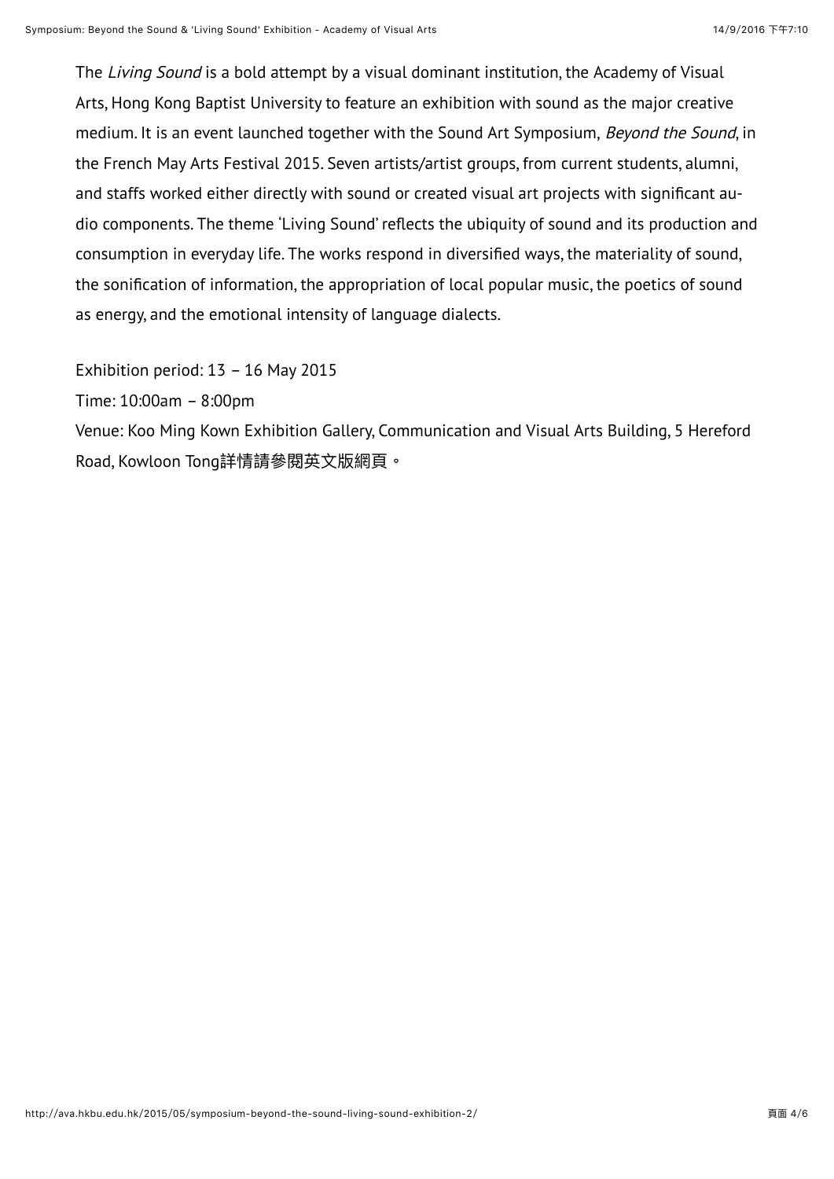The *Living Sound* is a bold attempt by a visual dominant institution, the Academy of Visual Arts, Hong Kong Baptist University to feature an exhibition with sound as the major creative medium. It is an event launched together with the Sound Art Symposium, *Beyond the Sound*, in the French May Arts Festival 2015. Seven artists/artist groups, from current students, alumni, and staffs worked either directly with sound or created visual art projects with significant audio components. The theme 'Living Sound' reflects the ubiquity of sound and its production and consumption in everyday life. The works respond in diversified ways, the materiality of sound, the sonification of information, the appropriation of local popular music, the poetics of sound as energy, and the emotional intensity of language dialects.

Exhibition period: 13 – 16 May 2015

Time: 10:00am – 8:00pm

Venue: Koo Ming Kown Exhibition Gallery, Communication and Visual Arts Building, 5 Hereford Road, Kowloon Tong詳情請參閱英文版網頁。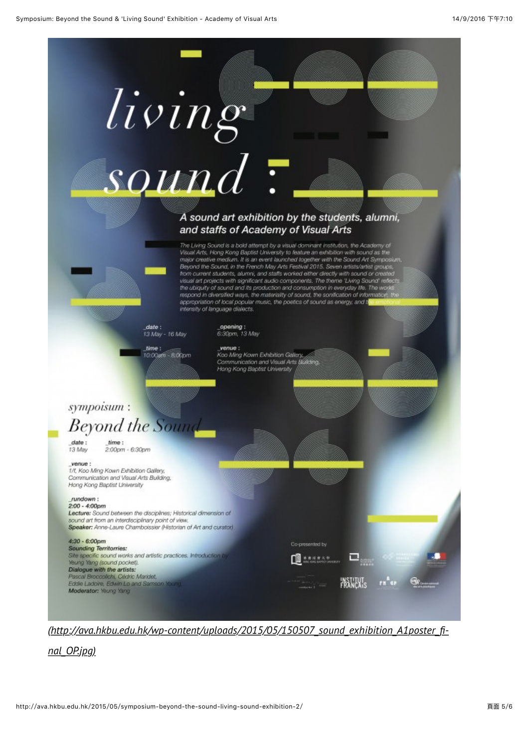# living sound :

## A sound art exhibition by the students, alumni, and staffs of Academy of Visual Arts

The Living Sound is a bold attempt by a visual dominant institution, the Academy of Visual Arts, Hong Kong Baptist University to feature an exhibition with sound as the major creative medium. It is an event launched together with the Sound Art Symposium, Beyond the Sound, in the French May Arts Festival 2015. Seven artists/artist groups, from current students, alumni, and staffs worked either directly with sound or created visual art projects with significant audio components. The theme 'Living Sound' reflects the ubiquity of sound and its production and consumption in everyday life. The works respond in diversified ways, the materiality of sound, the sonification of information, the appropriation of local popular music, the poetics of sound as energy, and the emotional intensity of language dialects.

_date :
13 May - 16 May

_opening :
6:30pm, 13 May

_time :
10:00am - 8:00pm

_venue :
Koo Ming Kown Exhibition Gallery,
Communication and Visual Arts Building,
Hong Kong Baptist University

## sympoisum :

## Beyond the Sound

_date :
13 May

_time :
2:00pm - 6:30pm

_venue :
1/f, Koo Ming Kown Exhibition Gallery,
Communication and Visual Arts Building,
Hong Kong Baptist University

_rundown :

**2:00 - 4:00pm**
**Lecture:** Sound between the disciplines; Historical dimension of sound art from an interdisciplinary point of view.
**Speaker:** Anne-Laure Chamboissier (Historian of Art and curator)

**4:30 - 6:00pm**
**Sounding Territories:**
Site specific sound works and artistic practices. Introduction by Yeung Yang (sound pocket).
**Dialogue with the artists:**
Pascal Broccolichi, Cédric Maridet,
Eddie Ladoire, Edwin Lo and Samson Young
**Moderator:** Yeung Yang

Co-presented by

(http://ava.hkbu.edu.hk/wp-content/uploads/2015/05/150507_sound_exhibition_A1poster_final_OP.jpg)